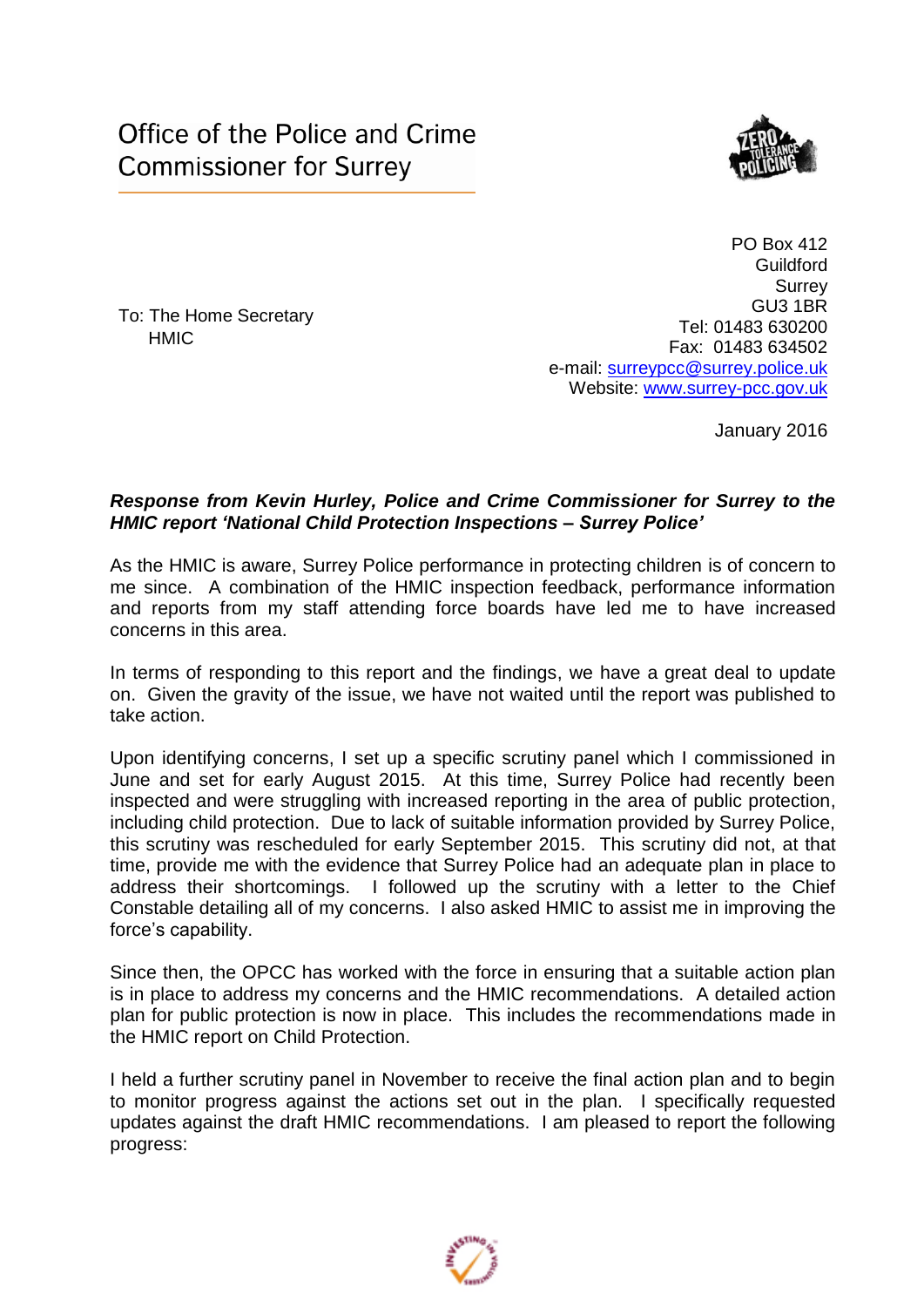# Office of the Police and Crime Commissioner for Surrey

PO Box 412
Guildford
Surrey
GU3 1BR
Tel: 01483 630200
Fax: 01483 634502
e-mail: surreypcc@surrey.police.uk
Website: www.surrey-pcc.gov.uk

To: The Home Secretary
HMIC

January 2016

***Response from Kevin Hurley, Police and Crime Commissioner for Surrey to the HMIC report 'National Child Protection Inspections – Surrey Police'***

As the HMIC is aware, Surrey Police performance in protecting children is of concern to me since. A combination of the HMIC inspection feedback, performance information and reports from my staff attending force boards have led me to have increased concerns in this area.

In terms of responding to this report and the findings, we have a great deal to update on. Given the gravity of the issue, we have not waited until the report was published to take action.

Upon identifying concerns, I set up a specific scrutiny panel which I commissioned in June and set for early August 2015. At this time, Surrey Police had recently been inspected and were struggling with increased reporting in the area of public protection, including child protection. Due to lack of suitable information provided by Surrey Police, this scrutiny was rescheduled for early September 2015. This scrutiny did not, at that time, provide me with the evidence that Surrey Police had an adequate plan in place to address their shortcomings. I followed up the scrutiny with a letter to the Chief Constable detailing all of my concerns. I also asked HMIC to assist me in improving the force's capability.

Since then, the OPCC has worked with the force in ensuring that a suitable action plan is in place to address my concerns and the HMIC recommendations. A detailed action plan for public protection is now in place. This includes the recommendations made in the HMIC report on Child Protection.

I held a further scrutiny panel in November to receive the final action plan and to begin to monitor progress against the actions set out in the plan. I specifically requested updates against the draft HMIC recommendations. I am pleased to report the following progress: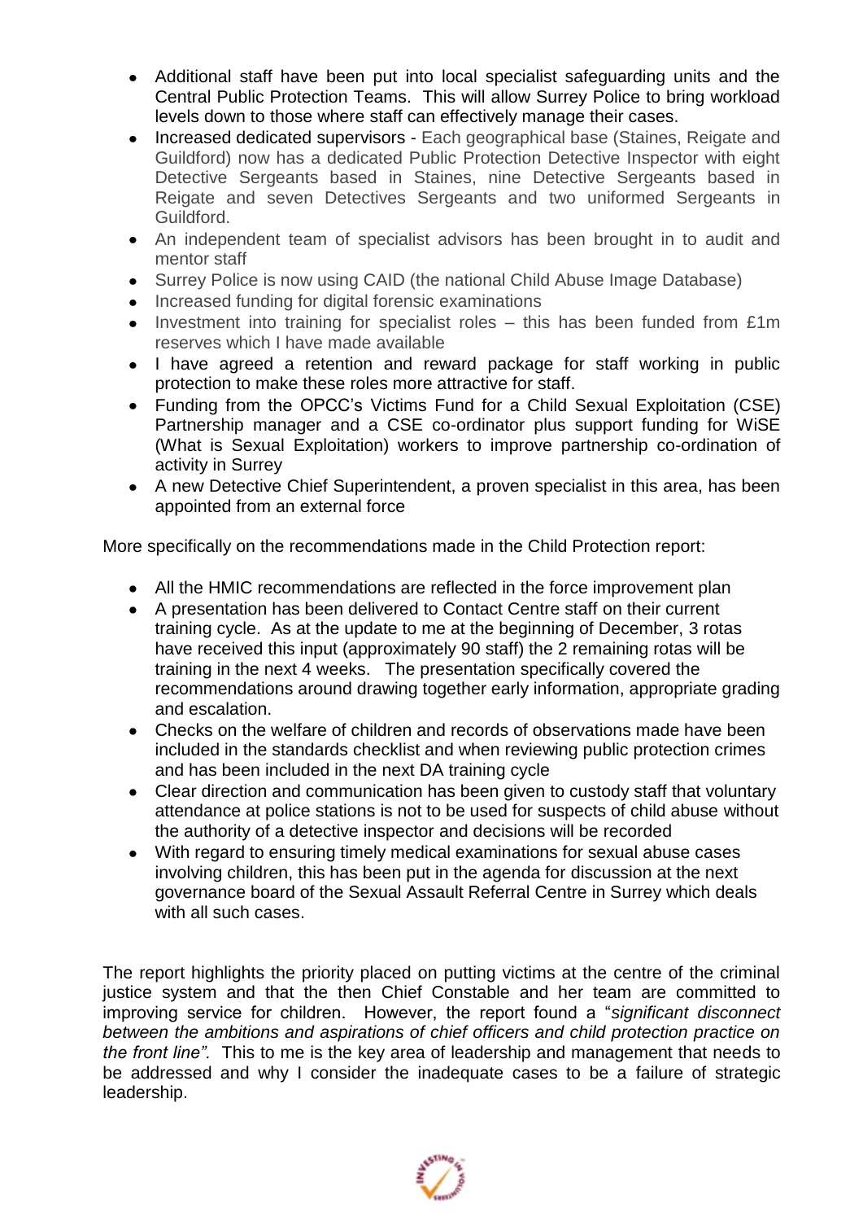- Additional staff have been put into local specialist safeguarding units and the Central Public Protection Teams. This will allow Surrey Police to bring workload levels down to those where staff can effectively manage their cases.
- Increased dedicated supervisors - Each geographical base (Staines, Reigate and Guildford) now has a dedicated Public Protection Detective Inspector with eight Detective Sergeants based in Staines, nine Detective Sergeants based in Reigate and seven Detectives Sergeants and two uniformed Sergeants in Guildford.
- An independent team of specialist advisors has been brought in to audit and mentor staff
- Surrey Police is now using CAID (the national Child Abuse Image Database)
- Increased funding for digital forensic examinations
- Investment into training for specialist roles – this has been funded from £1m reserves which I have made available
- I have agreed a retention and reward package for staff working in public protection to make these roles more attractive for staff.
- Funding from the OPCC's Victims Fund for a Child Sexual Exploitation (CSE) Partnership manager and a CSE co-ordinator plus support funding for WiSE (What is Sexual Exploitation) workers to improve partnership co-ordination of activity in Surrey
- A new Detective Chief Superintendent, a proven specialist in this area, has been appointed from an external force

More specifically on the recommendations made in the Child Protection report:

- All the HMIC recommendations are reflected in the force improvement plan
- A presentation has been delivered to Contact Centre staff on their current training cycle. As at the update to me at the beginning of December, 3 rotas have received this input (approximately 90 staff) the 2 remaining rotas will be training in the next 4 weeks. The presentation specifically covered the recommendations around drawing together early information, appropriate grading and escalation.
- Checks on the welfare of children and records of observations made have been included in the standards checklist and when reviewing public protection crimes and has been included in the next DA training cycle
- Clear direction and communication has been given to custody staff that voluntary attendance at police stations is not to be used for suspects of child abuse without the authority of a detective inspector and decisions will be recorded
- With regard to ensuring timely medical examinations for sexual abuse cases involving children, this has been put in the agenda for discussion at the next governance board of the Sexual Assault Referral Centre in Surrey which deals with all such cases.

The report highlights the priority placed on putting victims at the centre of the criminal justice system and that the then Chief Constable and her team are committed to improving service for children. However, the report found a "*significant disconnect between the ambitions and aspirations of chief officers and child protection practice on the front line".* This to me is the key area of leadership and management that needs to be addressed and why I consider the inadequate cases to be a failure of strategic leadership.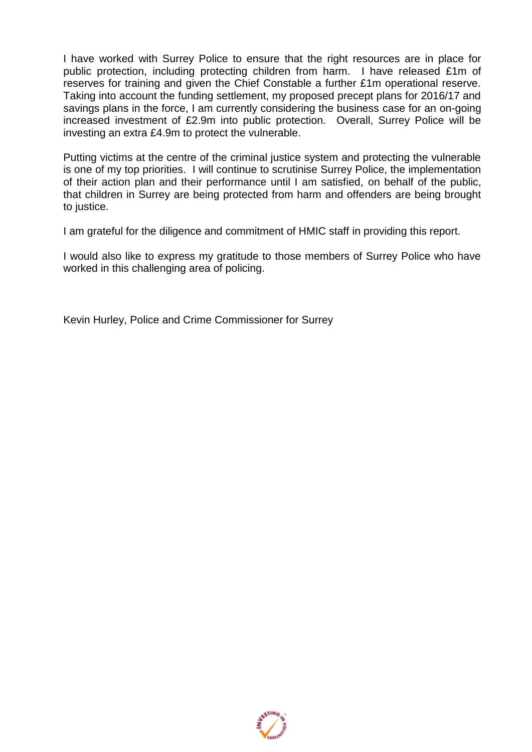I have worked with Surrey Police to ensure that the right resources are in place for public protection, including protecting children from harm. I have released £1m of reserves for training and given the Chief Constable a further £1m operational reserve. Taking into account the funding settlement, my proposed precept plans for 2016/17 and savings plans in the force, I am currently considering the business case for an on-going increased investment of £2.9m into public protection. Overall, Surrey Police will be investing an extra £4.9m to protect the vulnerable.

Putting victims at the centre of the criminal justice system and protecting the vulnerable is one of my top priorities. I will continue to scrutinise Surrey Police, the implementation of their action plan and their performance until I am satisfied, on behalf of the public, that children in Surrey are being protected from harm and offenders are being brought to justice.

I am grateful for the diligence and commitment of HMIC staff in providing this report.

I would also like to express my gratitude to those members of Surrey Police who have worked in this challenging area of policing.

Kevin Hurley, Police and Crime Commissioner for Surrey